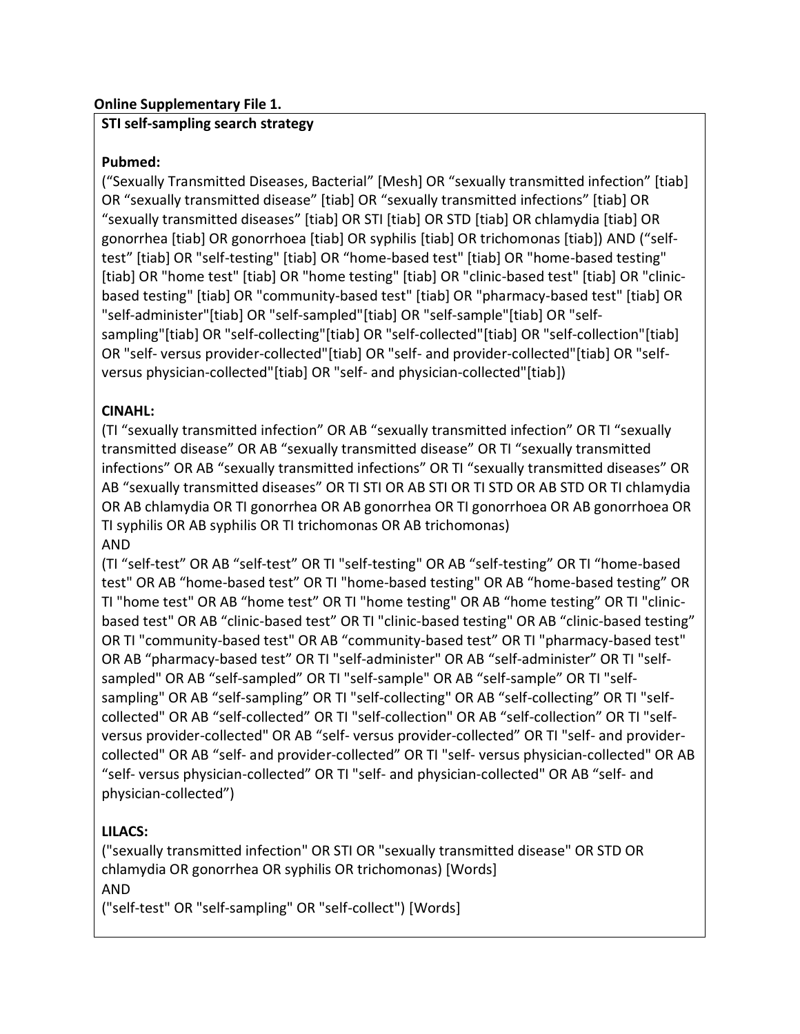**Online Supplementary File 1.**

**STI self-sampling search strategy**

**Pubmed:**

(“Sexually Transmitted Diseases, Bacterial” [Mesh] OR “sexually transmitted infection” [tiab] OR “sexually transmitted disease” [tiab] OR “sexually transmitted infections” [tiab] OR “sexually transmitted diseases” [tiab] OR STI [tiab] OR STD [tiab] OR chlamydia [tiab] OR gonorrhea [tiab] OR gonorrhoea [tiab] OR syphilis [tiab] OR trichomonas [tiab]) AND (“self-test” [tiab] OR "self-testing" [tiab] OR “home-based test" [tiab] OR "home-based testing" [tiab] OR "home test" [tiab] OR "home testing" [tiab] OR "clinic-based test" [tiab] OR "clinic-based testing" [tiab] OR "community-based test" [tiab] OR "pharmacy-based test" [tiab] OR "self-administer"[tiab] OR "self-sampled"[tiab] OR "self-sample"[tiab] OR "self-sampling"[tiab] OR "self-collecting"[tiab] OR "self-collected"[tiab] OR "self-collection"[tiab] OR "self- versus provider-collected"[tiab] OR "self- and provider-collected"[tiab] OR "self-versus physician-collected"[tiab] OR "self- and physician-collected"[tiab])

**CINAHL:**

(TI “sexually transmitted infection” OR AB “sexually transmitted infection” OR TI “sexually transmitted disease” OR AB “sexually transmitted disease” OR TI “sexually transmitted infections” OR AB “sexually transmitted infections” OR TI “sexually transmitted diseases” OR AB “sexually transmitted diseases” OR TI STI OR AB STI OR TI STD OR AB STD OR TI chlamydia OR AB chlamydia OR TI gonorrhea OR AB gonorrhea OR TI gonorrhoea OR AB gonorrhoea OR TI syphilis OR AB syphilis OR TI trichomonas OR AB trichomonas)
AND
(TI “self-test” OR AB “self-test” OR TI "self-testing" OR AB “self-testing” OR TI “home-based test" OR AB “home-based test” OR TI "home-based testing" OR AB “home-based testing” OR TI "home test" OR AB “home test” OR TI "home testing" OR AB “home testing” OR TI "clinic-based test" OR AB “clinic-based test” OR TI "clinic-based testing" OR AB “clinic-based testing” OR TI "community-based test" OR AB “community-based test” OR TI "pharmacy-based test" OR AB “pharmacy-based test” OR TI "self-administer" OR AB “self-administer” OR TI "self-sampled" OR AB “self-sampled” OR TI "self-sample" OR AB “self-sample” OR TI "self-sampling" OR AB “self-sampling” OR TI "self-collecting" OR AB “self-collecting” OR TI "self-collected" OR AB “self-collected” OR TI "self-collection" OR AB “self-collection” OR TI "self-versus provider-collected" OR AB “self- versus provider-collected” OR TI "self- and provider-collected" OR AB “self- and provider-collected” OR TI "self- versus physician-collected" OR AB “self- versus physician-collected” OR TI "self- and physician-collected" OR AB “self- and physician-collected”)

**LILACS:**

("sexually transmitted infection" OR STI OR "sexually transmitted disease" OR STD OR chlamydia OR gonorrhea OR syphilis OR trichomonas) [Words]
AND
("self-test" OR "self-sampling" OR "self-collect") [Words]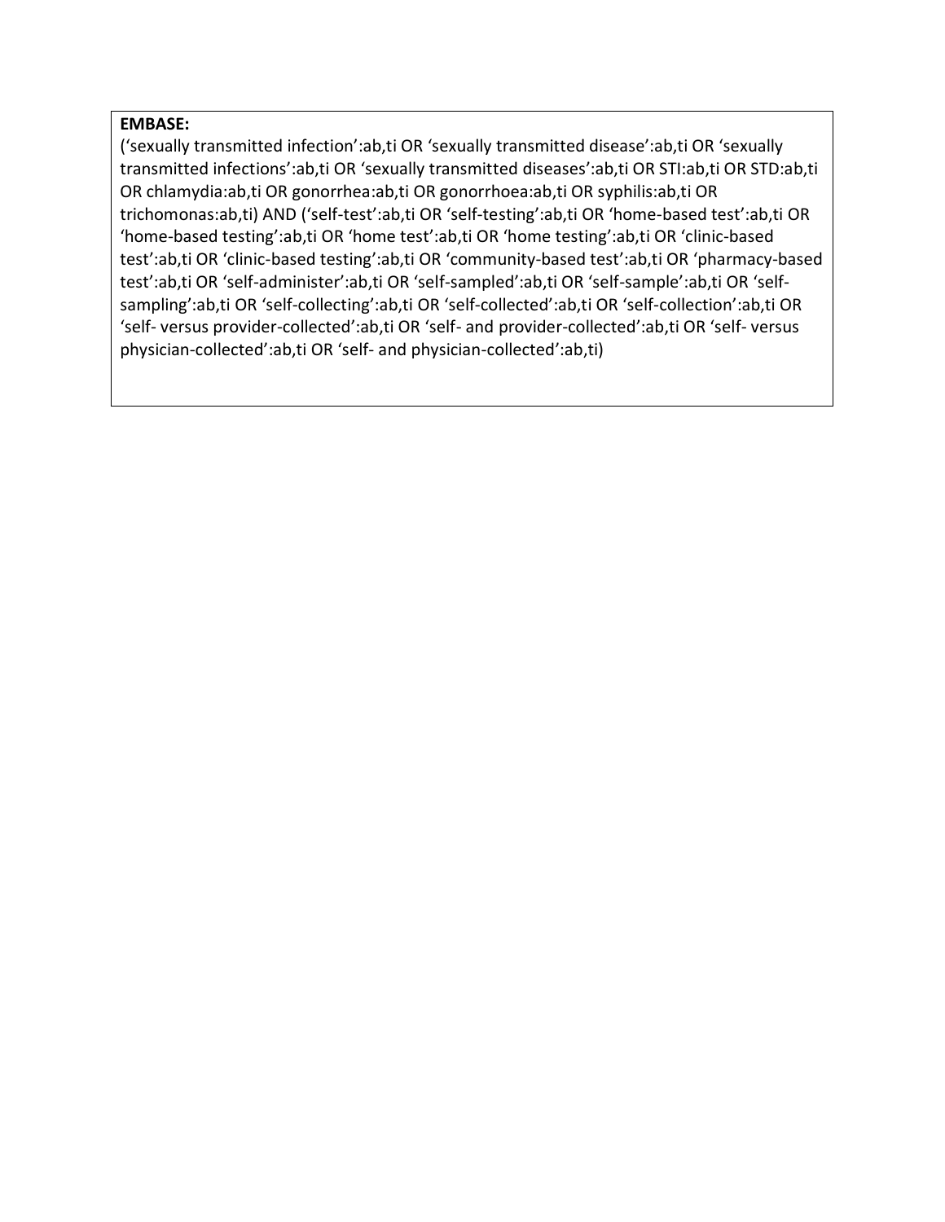**EMBASE:**

(‘sexually transmitted infection’:ab,ti OR ‘sexually transmitted disease’:ab,ti OR ‘sexually transmitted infections’:ab,ti OR ‘sexually transmitted diseases’:ab,ti OR STI:ab,ti OR STD:ab,ti OR chlamydia:ab,ti OR gonorrhea:ab,ti OR gonorrhoea:ab,ti OR syphilis:ab,ti OR trichomonas:ab,ti) AND (‘self-test’:ab,ti OR ‘self-testing’:ab,ti OR ‘home-based test’:ab,ti OR ‘home-based testing’:ab,ti OR ‘home test’:ab,ti OR ‘home testing’:ab,ti OR ‘clinic-based test’:ab,ti OR ‘clinic-based testing’:ab,ti OR ‘community-based test’:ab,ti OR ‘pharmacy-based test’:ab,ti OR ‘self-administer’:ab,ti OR ‘self-sampled’:ab,ti OR ‘self-sample’:ab,ti OR ‘self-sampling’:ab,ti OR ‘self-collecting’:ab,ti OR ‘self-collected’:ab,ti OR ‘self-collection’:ab,ti OR ‘self- versus provider-collected’:ab,ti OR ‘self- and provider-collected’:ab,ti OR ‘self- versus physician-collected’:ab,ti OR ‘self- and physician-collected’:ab,ti)